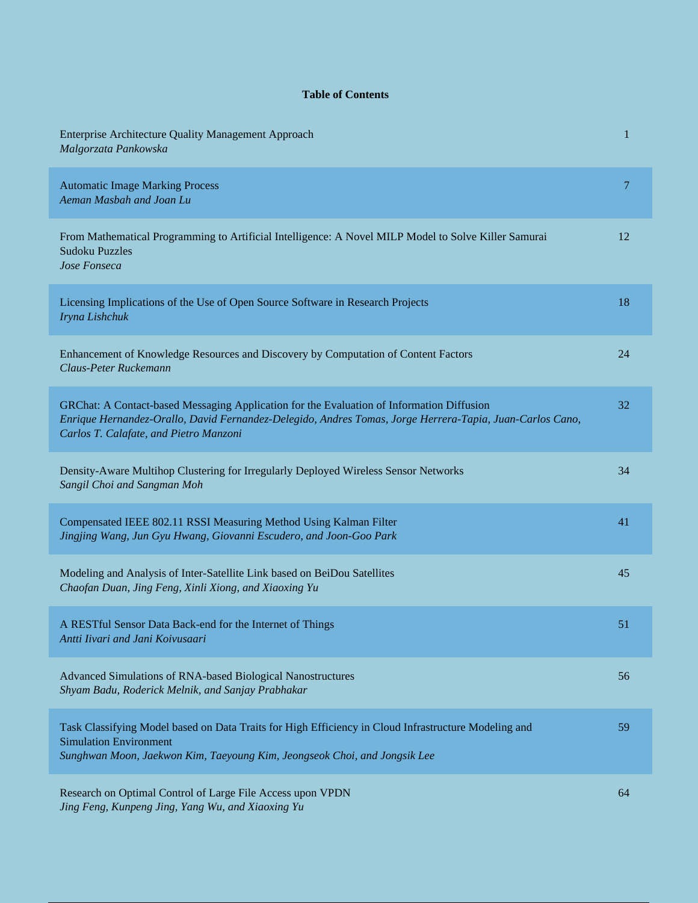# Table of Contents

| | |
|---|---|
| Enterprise Architecture Quality Management Approach<br>*Malgorzata Pankowska* | 1 |
| Automatic Image Marking Process<br>*Aeman Masbah and Joan Lu* | 7 |
| From Mathematical Programming to Artificial Intelligence: A Novel MILP Model to Solve Killer Samurai Sudoku Puzzles<br>*Jose Fonseca* | 12 |
| Licensing Implications of the Use of Open Source Software in Research Projects<br>*Iryna Lishchuk* | 18 |
| Enhancement of Knowledge Resources and Discovery by Computation of Content Factors<br>*Claus-Peter Ruckemann* | 24 |
| GRChat: A Contact-based Messaging Application for the Evaluation of Information Diffusion<br>*Enrique Hernandez-Orallo, David Fernandez-Delegido, Andres Tomas, Jorge Herrera-Tapia, Juan-Carlos Cano, Carlos T. Calafate, and Pietro Manzoni* | 32 |
| Density-Aware Multihop Clustering for Irregularly Deployed Wireless Sensor Networks<br>*Sangil Choi and Sangman Moh* | 34 |
| Compensated IEEE 802.11 RSSI Measuring Method Using Kalman Filter<br>*Jingjing Wang, Jun Gyu Hwang, Giovanni Escudero, and Joon-Goo Park* | 41 |
| Modeling and Analysis of Inter-Satellite Link based on BeiDou Satellites<br>*Chaofan Duan, Jing Feng, Xinli Xiong, and Xiaoxing Yu* | 45 |
| A RESTful Sensor Data Back-end for the Internet of Things<br>*Antti Iivari and Jani Koivusaari* | 51 |
| Advanced Simulations of RNA-based Biological Nanostructures<br>*Shyam Badu, Roderick Melnik, and Sanjay Prabhakar* | 56 |
| Task Classifying Model based on Data Traits for High Efficiency in Cloud Infrastructure Modeling and Simulation Environment<br>*Sunghwan Moon, Jaekwon Kim, Taeyoung Kim, Jeongseok Choi, and Jongsik Lee* | 59 |
| Research on Optimal Control of Large File Access upon VPDN<br>*Jing Feng, Kunpeng Jing, Yang Wu, and Xiaoxing Yu* | 64 |